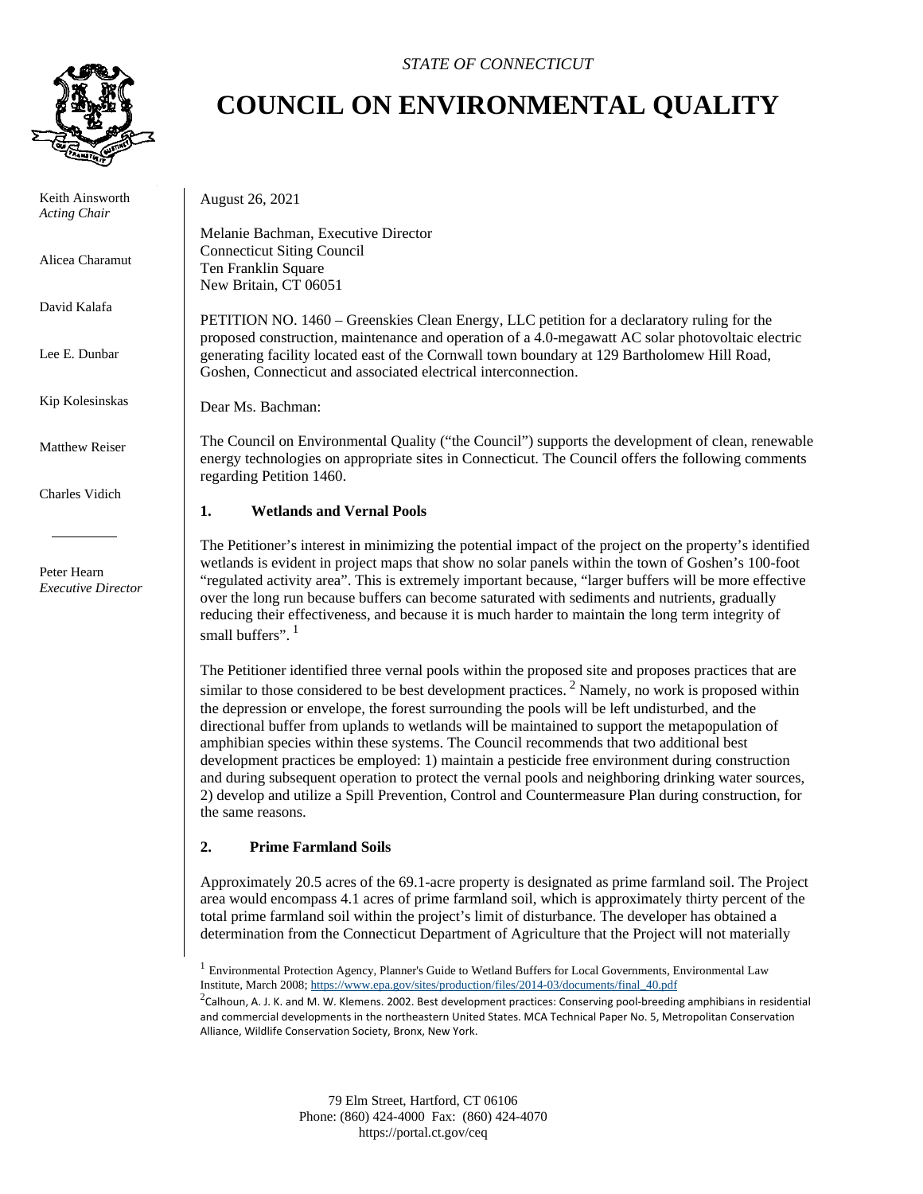*STATE OF CONNECTICUT*

# COUNCIL ON ENVIRONMENTAL QUALITY

Keith Ainsworth
*Acting Chair*

Alicea Charamut

David Kalafa

Lee E. Dunbar

Kip Kolesinskas

Matthew Reiser

Charles Vidich

---

Peter Hearn
*Executive Director*

August 26, 2021

Melanie Bachman, Executive Director
Connecticut Siting Council
Ten Franklin Square
New Britain, CT 06051

PETITION NO. 1460 – Greenskies Clean Energy, LLC petition for a declaratory ruling for the proposed construction, maintenance and operation of a 4.0-megawatt AC solar photovoltaic electric generating facility located east of the Cornwall town boundary at 129 Bartholomew Hill Road, Goshen, Connecticut and associated electrical interconnection.

Dear Ms. Bachman:

The Council on Environmental Quality ("the Council") supports the development of clean, renewable energy technologies on appropriate sites in Connecticut. The Council offers the following comments regarding Petition 1460.

## 1. Wetlands and Vernal Pools

The Petitioner's interest in minimizing the potential impact of the project on the property's identified wetlands is evident in project maps that show no solar panels within the town of Goshen's 100-foot "regulated activity area". This is extremely important because, "larger buffers will be more effective over the long run because buffers can become saturated with sediments and nutrients, gradually reducing their effectiveness, and because it is much harder to maintain the long term integrity of small buffers". [1]

The Petitioner identified three vernal pools within the proposed site and proposes practices that are similar to those considered to be best development practices. [2] Namely, no work is proposed within the depression or envelope, the forest surrounding the pools will be left undisturbed, and the directional buffer from uplands to wetlands will be maintained to support the metapopulation of amphibian species within these systems. The Council recommends that two additional best development practices be employed: 1) maintain a pesticide free environment during construction and during subsequent operation to protect the vernal pools and neighboring drinking water sources, 2) develop and utilize a Spill Prevention, Control and Countermeasure Plan during construction, for the same reasons.

## 2. Prime Farmland Soils

Approximately 20.5 acres of the 69.1-acre property is designated as prime farmland soil. The Project area would encompass 4.1 acres of prime farmland soil, which is approximately thirty percent of the total prime farmland soil within the project's limit of disturbance. The developer has obtained a determination from the Connecticut Department of Agriculture that the Project will not materially

---

[1] Environmental Protection Agency, Planner's Guide to Wetland Buffers for Local Governments, Environmental Law Institute, March 2008; https://www.epa.gov/sites/production/files/2014-03/documents/final_40.pdf

[2] Calhoun, A. J. K. and M. W. Klemens. 2002. Best development practices: Conserving pool-breeding amphibians in residential and commercial developments in the northeastern United States. MCA Technical Paper No. 5, Metropolitan Conservation Alliance, Wildlife Conservation Society, Bronx, New York.

79 Elm Street, Hartford, CT 06106
Phone: (860) 424-4000 Fax: (860) 424-4070
https://portal.ct.gov/ceq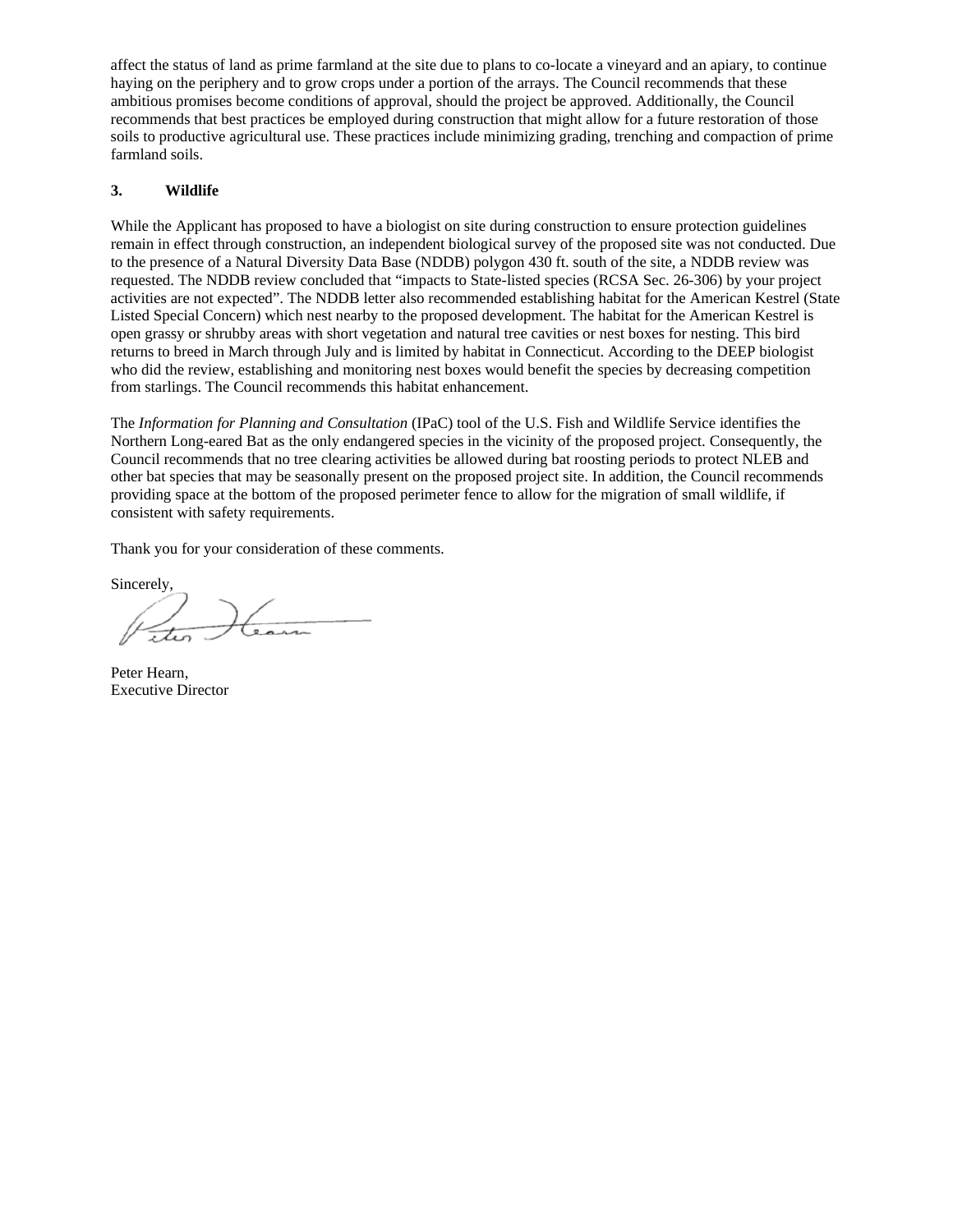affect the status of land as prime farmland at the site due to plans to co-locate a vineyard and an apiary, to continue haying on the periphery and to grow crops under a portion of the arrays. The Council recommends that these ambitious promises become conditions of approval, should the project be approved. Additionally, the Council recommends that best practices be employed during construction that might allow for a future restoration of those soils to productive agricultural use. These practices include minimizing grading, trenching and compaction of prime farmland soils.

**3. Wildlife**

While the Applicant has proposed to have a biologist on site during construction to ensure protection guidelines remain in effect through construction, an independent biological survey of the proposed site was not conducted. Due to the presence of a Natural Diversity Data Base (NDDB) polygon 430 ft. south of the site, a NDDB review was requested. The NDDB review concluded that "impacts to State-listed species (RCSA Sec. 26-306) by your project activities are not expected". The NDDB letter also recommended establishing habitat for the American Kestrel (State Listed Special Concern) which nest nearby to the proposed development. The habitat for the American Kestrel is open grassy or shrubby areas with short vegetation and natural tree cavities or nest boxes for nesting. This bird returns to breed in March through July and is limited by habitat in Connecticut. According to the DEEP biologist who did the review, establishing and monitoring nest boxes would benefit the species by decreasing competition from starlings. The Council recommends this habitat enhancement.

The *Information for Planning and Consultation* (IPaC) tool of the U.S. Fish and Wildlife Service identifies the Northern Long-eared Bat as the only endangered species in the vicinity of the proposed project. Consequently, the Council recommends that no tree clearing activities be allowed during bat roosting periods to protect NLEB and other bat species that may be seasonally present on the proposed project site. In addition, the Council recommends providing space at the bottom of the proposed perimeter fence to allow for the migration of small wildlife, if consistent with safety requirements.

Thank you for your consideration of these comments.

Sincerely,

Peter Hearn,
Executive Director